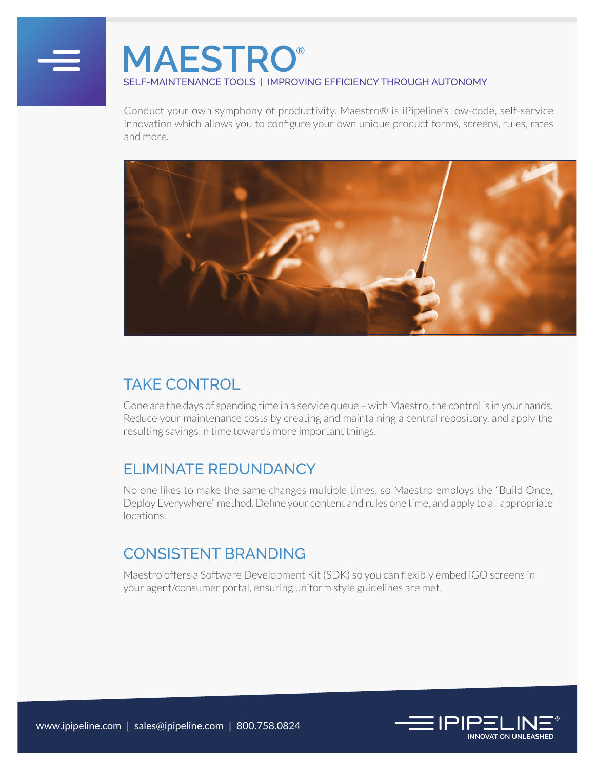# MAESTRO®

SELF-MAINTENANCE TOOLS | IMPROVING EFFICIENCY THROUGH AUTONOMY

Conduct your own symphony of productivity. Maestro® is iPipeline's low-code, self-service innovation which allows you to configure your own unique product forms, screens, rules, rates and more.

## TAKE CONTROL

Gone are the days of spending time in a service queue – with Maestro, the control is in your hands. Reduce your maintenance costs by creating and maintaining a central repository, and apply the resulting savings in time towards more important things.

## ELIMINATE REDUNDANCY

No one likes to make the same changes multiple times, so Maestro employs the "Build Once, Deploy Everywhere" method. Define your content and rules one time, and apply to all appropriate locations.

## CONSISTENT BRANDING

Maestro offers a Software Development Kit (SDK) so you can flexibly embed iGO screens in your agent/consumer portal, ensuring uniform style guidelines are met.

www.ipipeline.com | sales@ipipeline.com | 800.758.0824

IPIPELINE® INNOVATION UNLEASHED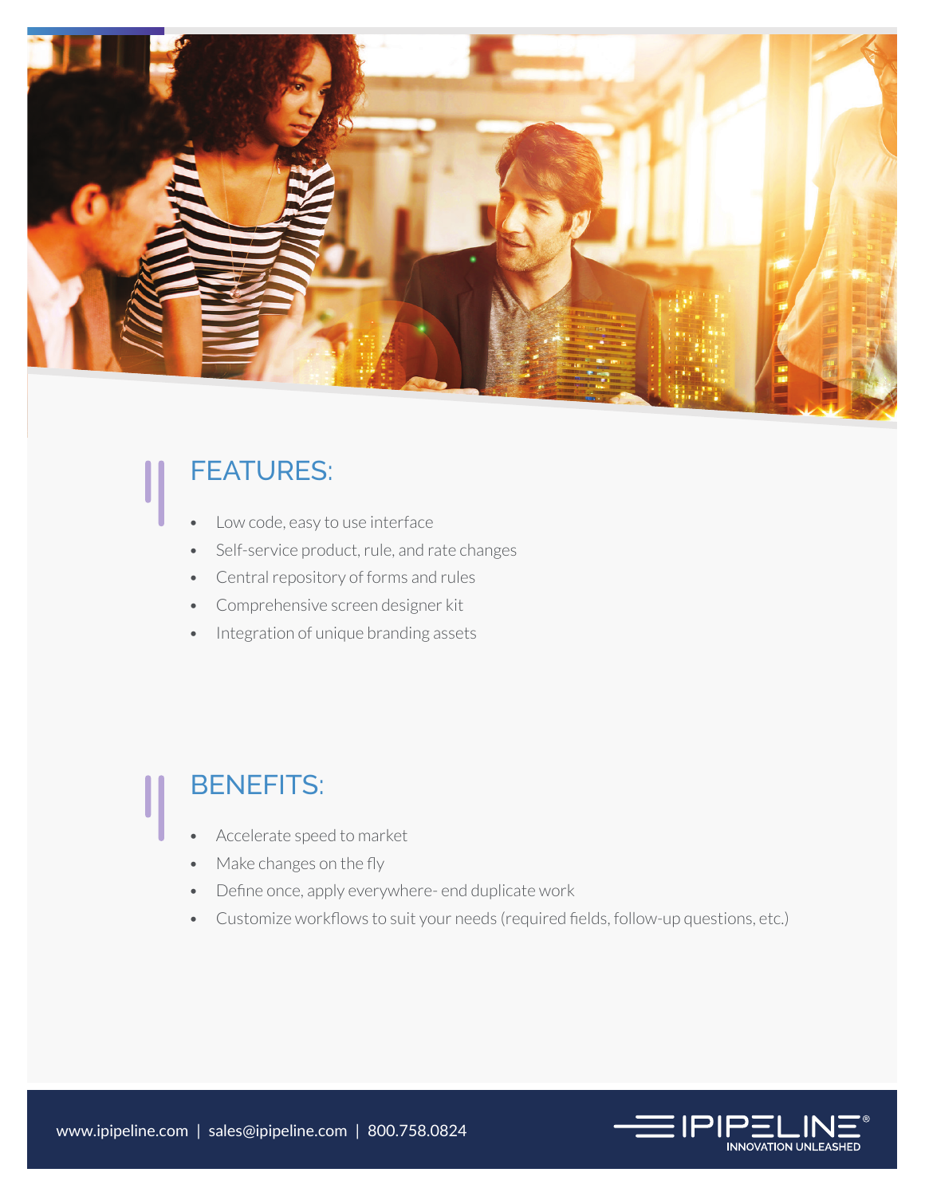## FEATURES:

- Low code, easy to use interface
- Self-service product, rule, and rate changes
- Central repository of forms and rules
- Comprehensive screen designer kit
- Integration of unique branding assets

## BENEFITS:

- Accelerate speed to market
- Make changes on the fly
- Define once, apply everywhere- end duplicate work
- Customize workflows to suit your needs (required fields, follow-up questions, etc.)

www.ipipeline.com | sales@ipipeline.com | 800.758.0824

IPIPELINE® INNOVATION UNLEASHED